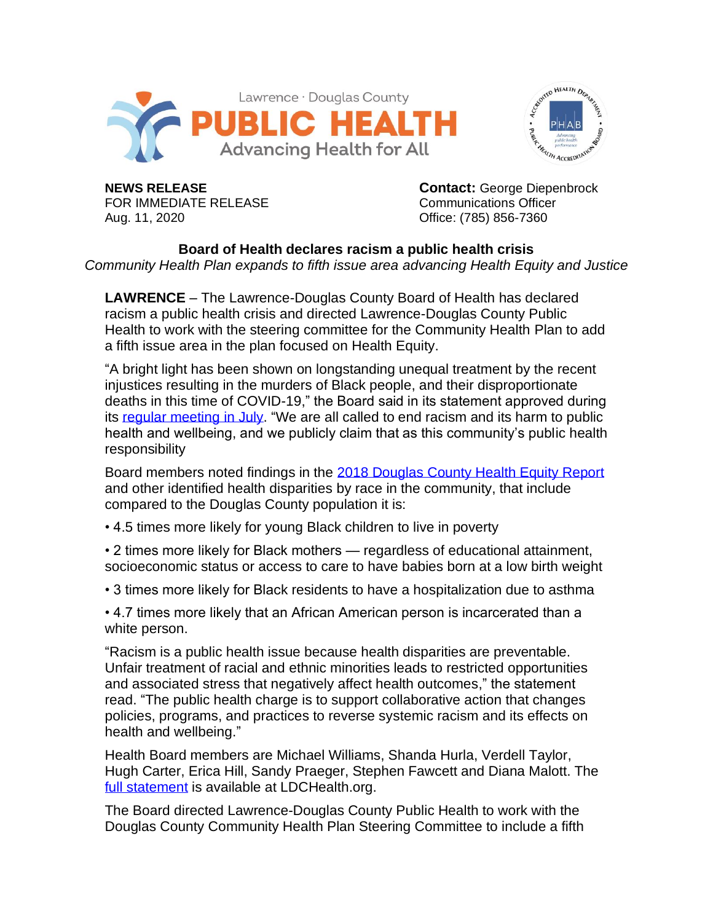Lawrence · Douglas County
**PUBLIC HEALTH**
Advancing Health for All

**NEWS RELEASE**
FOR IMMEDIATE RELEASE
Aug. 11, 2020

**Contact:** George Diepenbrock
Communications Officer
Office: (785) 856-7360

## Board of Health declares racism a public health crisis

*Community Health Plan expands to fifth issue area advancing Health Equity and Justice*

**LAWRENCE** – The Lawrence-Douglas County Board of Health has declared racism a public health crisis and directed Lawrence-Douglas County Public Health to work with the steering committee for the Community Health Plan to add a fifth issue area in the plan focused on Health Equity.

"A bright light has been shown on longstanding unequal treatment by the recent injustices resulting in the murders of Black people, and their disproportionate deaths in this time of COVID-19," the Board said in its statement approved during its regular meeting in July. "We are all called to end racism and its harm to public health and wellbeing, and we publicly claim that as this community's public health responsibility

Board members noted findings in the 2018 Douglas County Health Equity Report and other identified health disparities by race in the community, that include compared to the Douglas County population it is:

- 4.5 times more likely for young Black children to live in poverty
- 2 times more likely for Black mothers — regardless of educational attainment, socioeconomic status or access to care to have babies born at a low birth weight
- 3 times more likely for Black residents to have a hospitalization due to asthma
- 4.7 times more likely that an African American person is incarcerated than a white person.

"Racism is a public health issue because health disparities are preventable. Unfair treatment of racial and ethnic minorities leads to restricted opportunities and associated stress that negatively affect health outcomes," the statement read. "The public health charge is to support collaborative action that changes policies, programs, and practices to reverse systemic racism and its effects on health and wellbeing."

Health Board members are Michael Williams, Shanda Hurla, Verdell Taylor, Hugh Carter, Erica Hill, Sandy Praeger, Stephen Fawcett and Diana Malott. The full statement is available at LDCHealth.org.

The Board directed Lawrence-Douglas County Public Health to work with the Douglas County Community Health Plan Steering Committee to include a fifth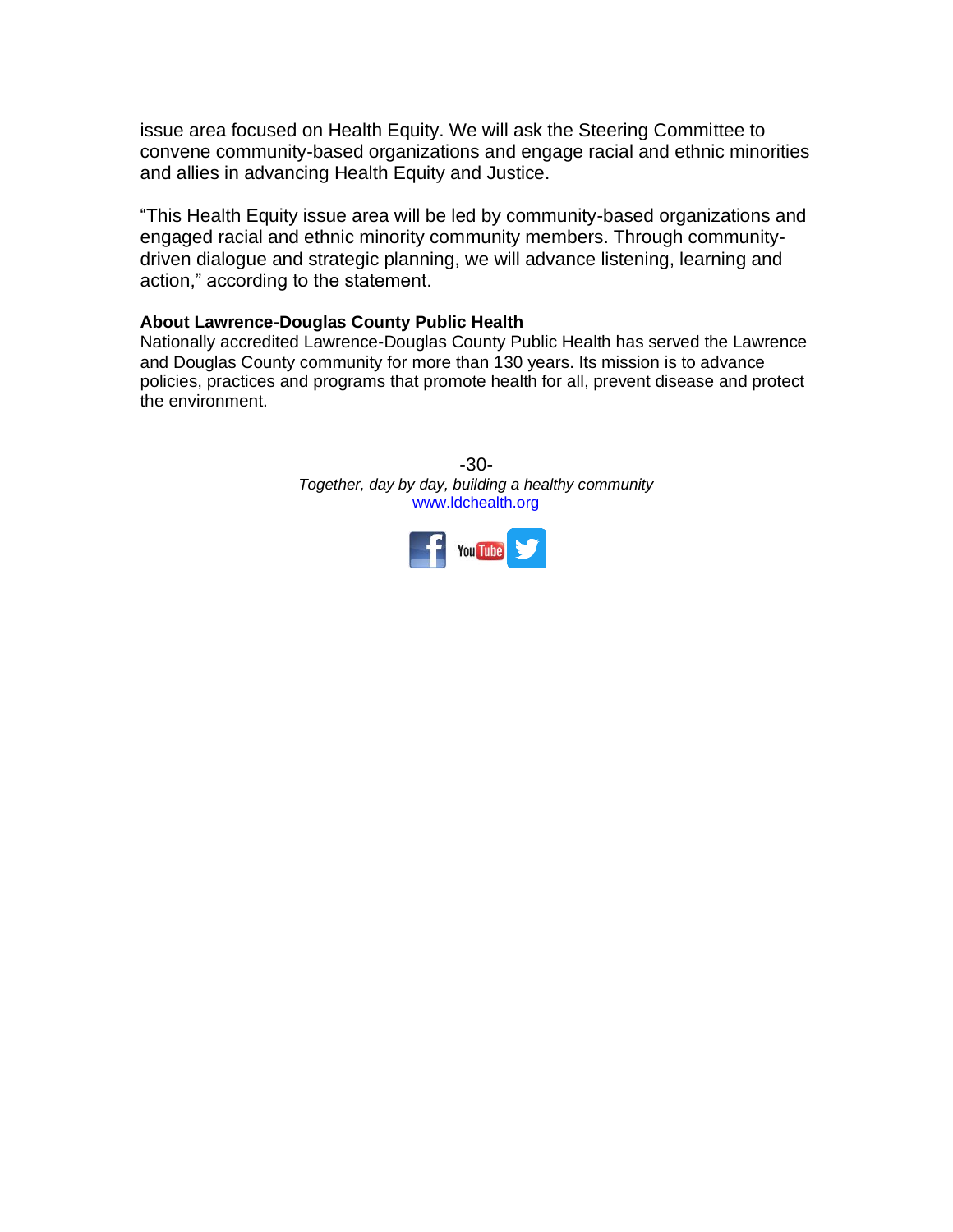issue area focused on Health Equity. We will ask the Steering Committee to convene community-based organizations and engage racial and ethnic minorities and allies in advancing Health Equity and Justice.

“This Health Equity issue area will be led by community-based organizations and engaged racial and ethnic minority community members. Through community-driven dialogue and strategic planning, we will advance listening, learning and action,” according to the statement.

**About Lawrence-Douglas County Public Health**
Nationally accredited Lawrence-Douglas County Public Health has served the Lawrence and Douglas County community for more than 130 years. Its mission is to advance policies, practices and programs that promote health for all, prevent disease and protect the environment.

-30-

*Together, day by day, building a healthy community*

www.ldchealth.org